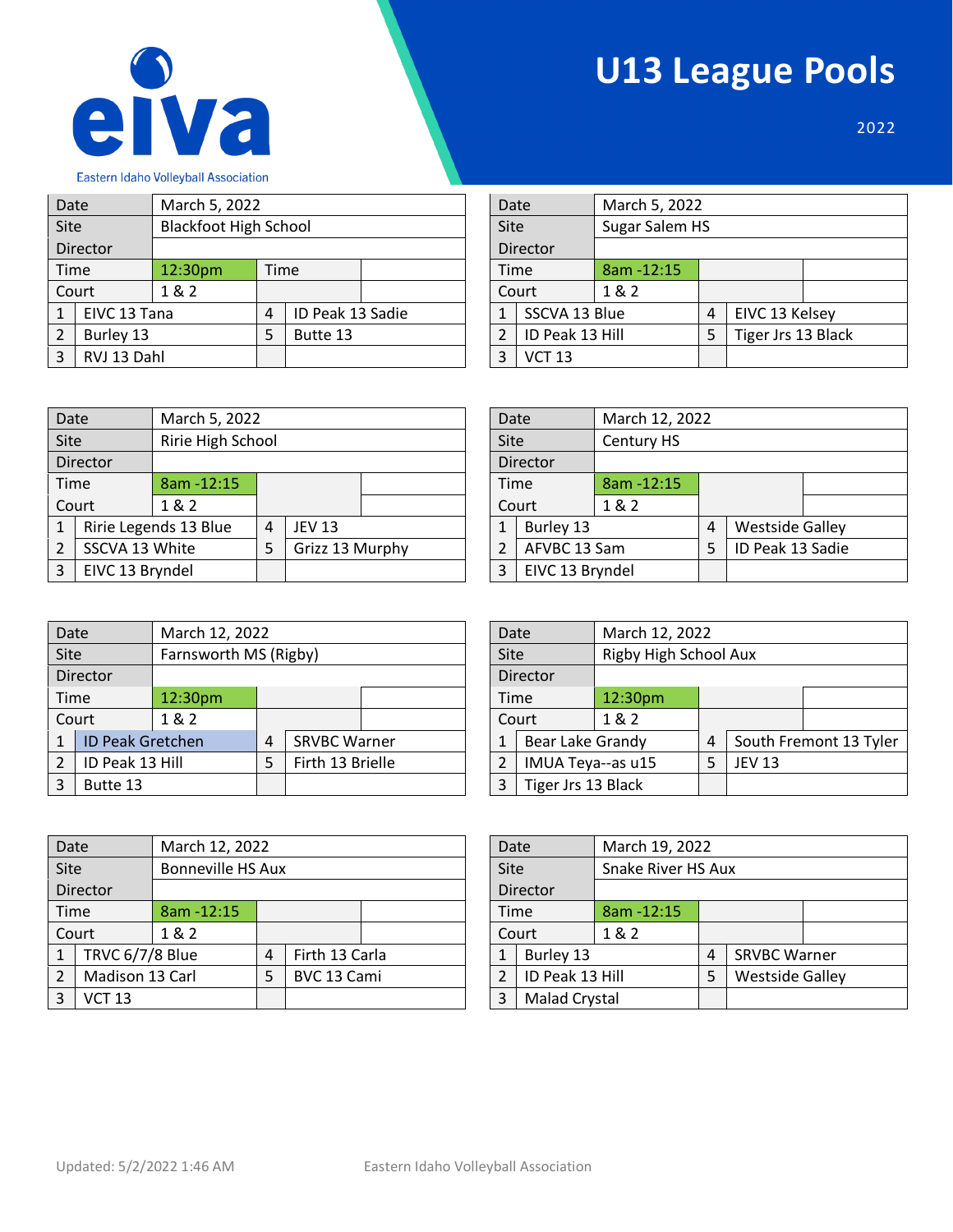eiva

Eastern Idaho Volleyball Association

# U13 League Pools

2022

| Date | March 5, 2022 | | |
|---|---|---|---|
| Site | Blackfoot High School | | |
| Director | | | |
| Time | 12:30pm | Time | |
| Court | 1 & 2 | | |
| 1 | EIVC 13 Tana | 4 | ID Peak 13 Sadie |
| 2 | Burley 13 | 5 | Butte 13 |
| 3 | RVJ 13 Dahl | | |

| Date | March 5, 2022 | | |
|---|---|---|---|
| Site | Sugar Salem HS | | |
| Director | | | |
| Time | 8am -12:15 | | |
| Court | 1 & 2 | | |
| 1 | SSCVA 13 Blue | 4 | EIVC 13 Kelsey |
| 2 | ID Peak 13 Hill | 5 | Tiger Jrs 13 Black |
| 3 | VCT 13 | | |

| Date | March 5, 2022 | | |
|---|---|---|---|
| Site | Ririe High School | | |
| Director | | | |
| Time | 8am -12:15 | | |
| Court | 1 & 2 | | |
| 1 | Ririe Legends 13 Blue | 4 | JEV 13 |
| 2 | SSCVA 13 White | 5 | Grizz 13 Murphy |
| 3 | EIVC 13 Bryndel | | |

| Date | March 12, 2022 | | |
|---|---|---|---|
| Site | Century HS | | |
| Director | | | |
| Time | 8am -12:15 | | |
| Court | 1 & 2 | | |
| 1 | Burley 13 | 4 | Westside Galley |
| 2 | AFVBC 13 Sam | 5 | ID Peak 13 Sadie |
| 3 | EIVC 13 Bryndel | | |

| Date | March 12, 2022 | | |
|---|---|---|---|
| Site | Farnsworth MS (Rigby) | | |
| Director | | | |
| Time | 12:30pm | | |
| Court | 1 & 2 | | |
| 1 | ID Peak Gretchen | 4 | SRVBC Warner |
| 2 | ID Peak 13 Hill | 5 | Firth 13 Brielle |
| 3 | Butte 13 | | |

| Date | March 12, 2022 | | |
|---|---|---|---|
| Site | Rigby High School Aux | | |
| Director | | | |
| Time | 12:30pm | | |
| Court | 1 & 2 | | |
| 1 | Bear Lake Grandy | 4 | South Fremont 13 Tyler |
| 2 | IMUA Teya--as u15 | 5 | JEV 13 |
| 3 | Tiger Jrs 13 Black | | |

| Date | March 12, 2022 | | |
|---|---|---|---|
| Site | Bonneville HS Aux | | |
| Director | | | |
| Time | 8am -12:15 | | |
| Court | 1 & 2 | | |
| 1 | TRVC 6/7/8 Blue | 4 | Firth 13 Carla |
| 2 | Madison 13 Carl | 5 | BVC 13 Cami |
| 3 | VCT 13 | | |

| Date | March 19, 2022 | | |
|---|---|---|---|
| Site | Snake River HS Aux | | |
| Director | | | |
| Time | 8am -12:15 | | |
| Court | 1 & 2 | | |
| 1 | Burley 13 | 4 | SRVBC Warner |
| 2 | ID Peak 13 Hill | 5 | Westside Galley |
| 3 | Malad Crystal | | |

Updated: 5/2/2022 1:46 AM Eastern Idaho Volleyball Association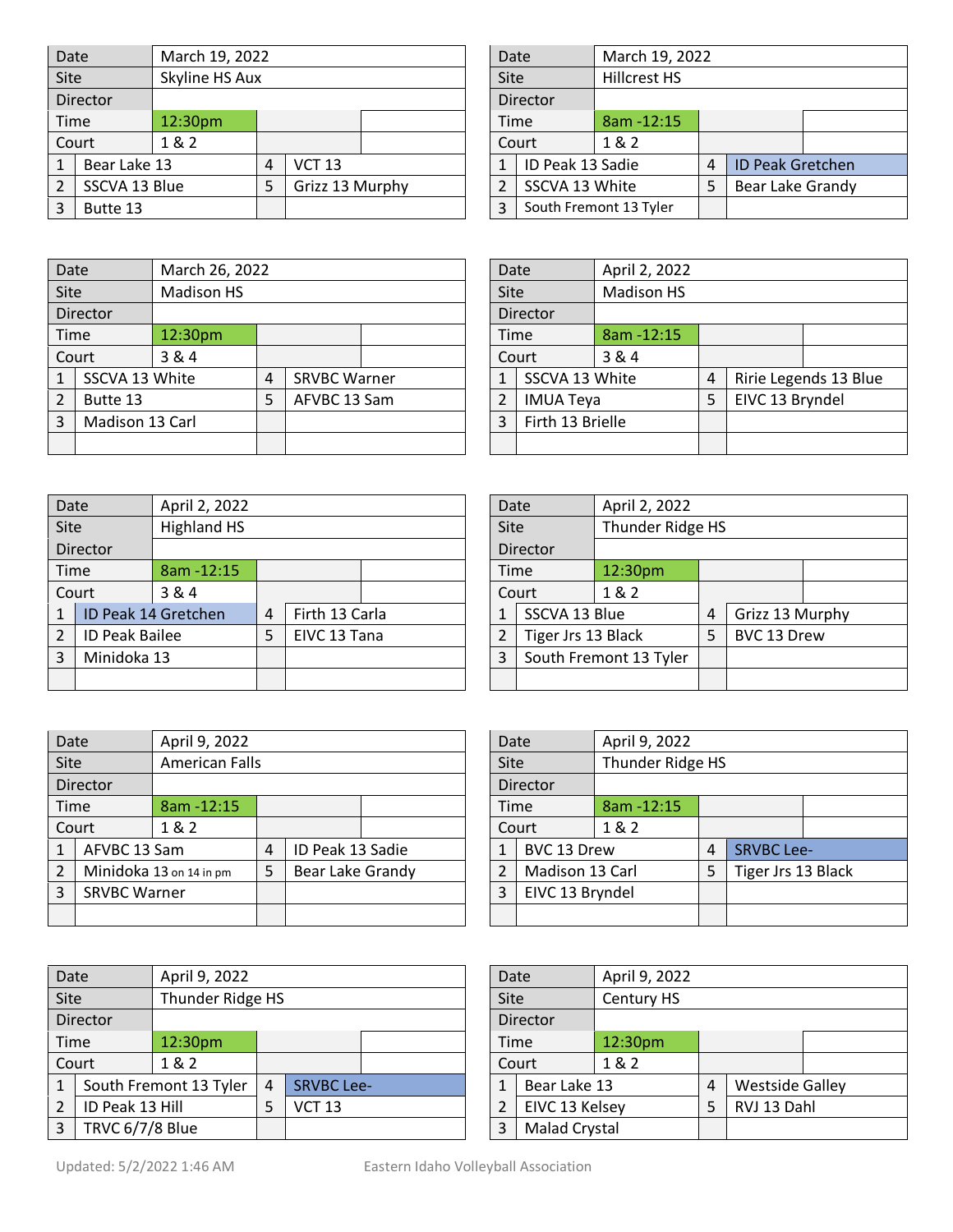| Date | March 19, 2022 | | |
|---|---|---|---|
| Site | Skyline HS Aux | | |
| Director | | | |
| Time | 12:30pm | | |
| Court | 1 & 2 | | |
| 1 | Bear Lake 13 | 4 | VCT 13 |
| 2 | SSCVA 13 Blue | 5 | Grizz 13 Murphy |
| 3 | Butte 13 | | |

| Date | March 19, 2022 | | |
|---|---|---|---|
| Site | Hillcrest HS | | |
| Director | | | |
| Time | 8am -12:15 | | |
| Court | 1 & 2 | | |
| 1 | ID Peak 13 Sadie | 4 | ID Peak Gretchen |
| 2 | SSCVA 13 White | 5 | Bear Lake Grandy |
| 3 | South Fremont 13 Tyler | | |

| Date | March 26, 2022 | | |
|---|---|---|---|
| Site | Madison HS | | |
| Director | | | |
| Time | 12:30pm | | |
| Court | 3 & 4 | | |
| 1 | SSCVA 13 White | 4 | SRVBC Warner |
| 2 | Butte 13 | 5 | AFVBC 13 Sam |
| 3 | Madison 13 Carl | | |

| Date | April 2, 2022 | | |
|---|---|---|---|
| Site | Madison HS | | |
| Director | | | |
| Time | 8am -12:15 | | |
| Court | 3 & 4 | | |
| 1 | SSCVA 13 White | 4 | Ririe Legends 13 Blue |
| 2 | IMUA Teya | 5 | EIVC 13 Bryndel |
| 3 | Firth 13 Brielle | | |

| Date | April 2, 2022 | | |
|---|---|---|---|
| Site | Highland HS | | |
| Director | | | |
| Time | 8am -12:15 | | |
| Court | 3 & 4 | | |
| 1 | ID Peak 14 Gretchen | 4 | Firth 13 Carla |
| 2 | ID Peak Bailee | 5 | EIVC 13 Tana |
| 3 | Minidoka 13 | | |

| Date | April 2, 2022 | | |
|---|---|---|---|
| Site | Thunder Ridge HS | | |
| Director | | | |
| Time | 12:30pm | | |
| Court | 1 & 2 | | |
| 1 | SSCVA 13 Blue | 4 | Grizz 13 Murphy |
| 2 | Tiger Jrs 13 Black | 5 | BVC 13 Drew |
| 3 | South Fremont 13 Tyler | | |

| Date | April 9, 2022 | | |
|---|---|---|---|
| Site | American Falls | | |
| Director | | | |
| Time | 8am -12:15 | | |
| Court | 1 & 2 | | |
| 1 | AFVBC 13 Sam | 4 | ID Peak 13 Sadie |
| 2 | Minidoka 13 on 14 in pm | 5 | Bear Lake Grandy |
| 3 | SRVBC Warner | | |

| Date | April 9, 2022 | | |
|---|---|---|---|
| Site | Thunder Ridge HS | | |
| Director | | | |
| Time | 8am -12:15 | | |
| Court | 1 & 2 | | |
| 1 | BVC 13 Drew | 4 | SRVBC Lee- |
| 2 | Madison 13 Carl | 5 | Tiger Jrs 13 Black |
| 3 | EIVC 13 Bryndel | | |

| Date | April 9, 2022 | | |
|---|---|---|---|
| Site | Thunder Ridge HS | | |
| Director | | | |
| Time | 12:30pm | | |
| Court | 1 & 2 | | |
| 1 | South Fremont 13 Tyler | 4 | SRVBC Lee- |
| 2 | ID Peak 13 Hill | 5 | VCT 13 |
| 3 | TRVC 6/7/8 Blue | | |

| Date | April 9, 2022 | | |
|---|---|---|---|
| Site | Century HS | | |
| Director | | | |
| Time | 12:30pm | | |
| Court | 1 & 2 | | |
| 1 | Bear Lake 13 | 4 | Westside Galley |
| 2 | EIVC 13 Kelsey | 5 | RVJ 13 Dahl |
| 3 | Malad Crystal | | |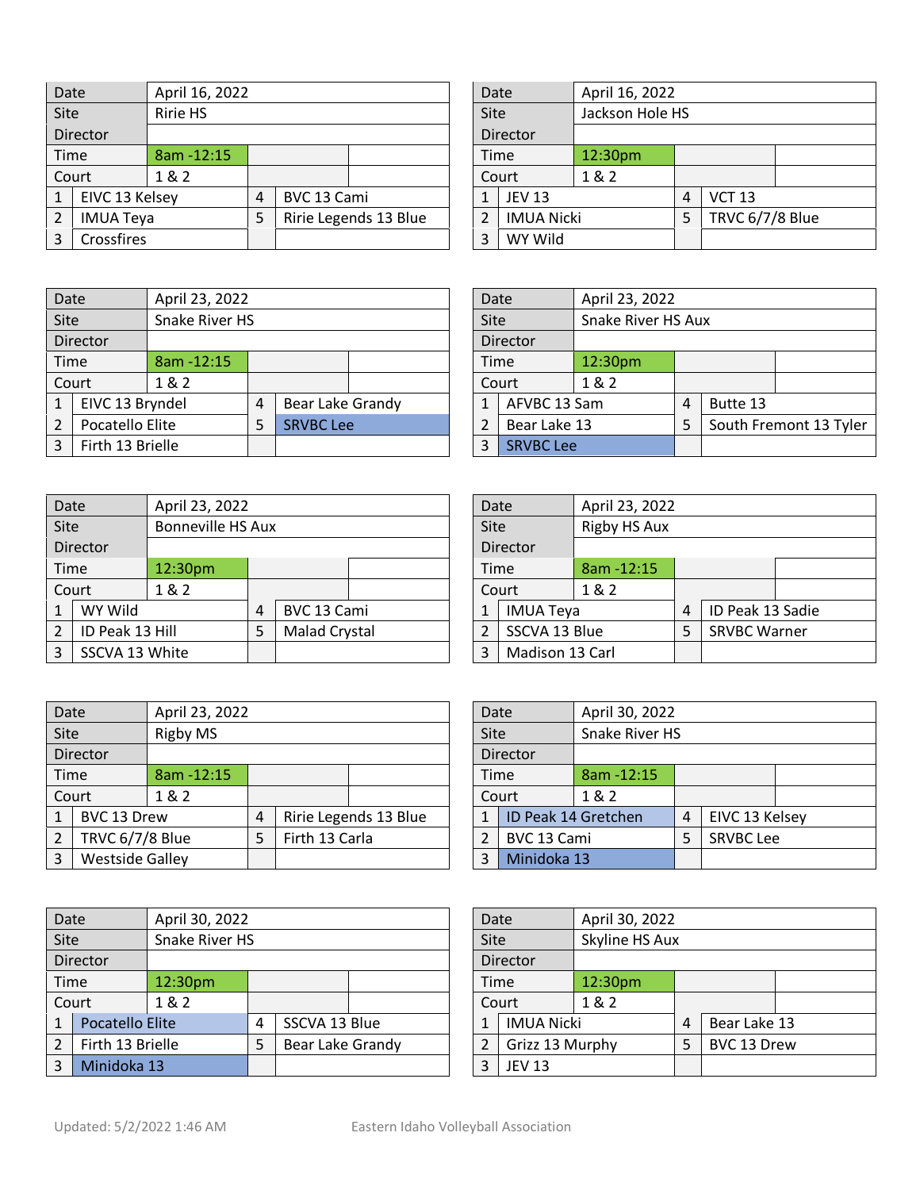| Date | April 16, 2022 | | |
|---|---|---|---|
| Site | Ririe HS | | |
| Director | | | |
| Time | 8am -12:15 | | |
| Court | 1 & 2 | | |
| 1 | EIVC 13 Kelsey | 4 | BVC 13 Cami |
| 2 | IMUA Teya | 5 | Ririe Legends 13 Blue |
| 3 | Crossfires | | |

| Date | April 16, 2022 | | |
|---|---|---|---|
| Site | Jackson Hole HS | | |
| Director | | | |
| Time | 12:30pm | | |
| Court | 1 & 2 | | |
| 1 | JEV 13 | 4 | VCT 13 |
| 2 | IMUA Nicki | 5 | TRVC 6/7/8 Blue |
| 3 | WY Wild | | |

| Date | April 23, 2022 | | |
|---|---|---|---|
| Site | Snake River HS | | |
| Director | | | |
| Time | 8am -12:15 | | |
| Court | 1 & 2 | | |
| 1 | EIVC 13 Bryndel | 4 | Bear Lake Grandy |
| 2 | Pocatello Elite | 5 | SRVBC Lee |
| 3 | Firth 13 Brielle | | |

| Date | April 23, 2022 | | |
|---|---|---|---|
| Site | Snake River HS Aux | | |
| Director | | | |
| Time | 12:30pm | | |
| Court | 1 & 2 | | |
| 1 | AFVBC 13 Sam | 4 | Butte 13 |
| 2 | Bear Lake 13 | 5 | South Fremont 13 Tyler |
| 3 | SRVBC Lee | | |

| Date | April 23, 2022 | | |
|---|---|---|---|
| Site | Bonneville HS Aux | | |
| Director | | | |
| Time | 12:30pm | | |
| Court | 1 & 2 | | |
| 1 | WY Wild | 4 | BVC 13 Cami |
| 2 | ID Peak 13 Hill | 5 | Malad Crystal |
| 3 | SSCVA 13 White | | |

| Date | April 23, 2022 | | |
|---|---|---|---|
| Site | Rigby HS Aux | | |
| Director | | | |
| Time | 8am -12:15 | | |
| Court | 1 & 2 | | |
| 1 | IMUA Teya | 4 | ID Peak 13 Sadie |
| 2 | SSCVA 13 Blue | 5 | SRVBC Warner |
| 3 | Madison 13 Carl | | |

| Date | April 23, 2022 | | |
|---|---|---|---|
| Site | Rigby MS | | |
| Director | | | |
| Time | 8am -12:15 | | |
| Court | 1 & 2 | | |
| 1 | BVC 13 Drew | 4 | Ririe Legends 13 Blue |
| 2 | TRVC 6/7/8 Blue | 5 | Firth 13 Carla |
| 3 | Westside Galley | | |

| Date | April 30, 2022 | | |
|---|---|---|---|
| Site | Snake River HS | | |
| Director | | | |
| Time | 8am -12:15 | | |
| Court | 1 & 2 | | |
| 1 | ID Peak 14 Gretchen | 4 | EIVC 13 Kelsey |
| 2 | BVC 13 Cami | 5 | SRVBC Lee |
| 3 | Minidoka 13 | | |

| Date | April 30, 2022 | | |
|---|---|---|---|
| Site | Snake River HS | | |
| Director | | | |
| Time | 12:30pm | | |
| Court | 1 & 2 | | |
| 1 | Pocatello Elite | 4 | SSCVA 13 Blue |
| 2 | Firth 13 Brielle | 5 | Bear Lake Grandy |
| 3 | Minidoka 13 | | |

| Date | April 30, 2022 | | |
|---|---|---|---|
| Site | Skyline HS Aux | | |
| Director | | | |
| Time | 12:30pm | | |
| Court | 1 & 2 | | |
| 1 | IMUA Nicki | 4 | Bear Lake 13 |
| 2 | Grizz 13 Murphy | 5 | BVC 13 Drew |
| 3 | JEV 13 | | |

Updated: 5/2/2022 1:46 AM

Eastern Idaho Volleyball Association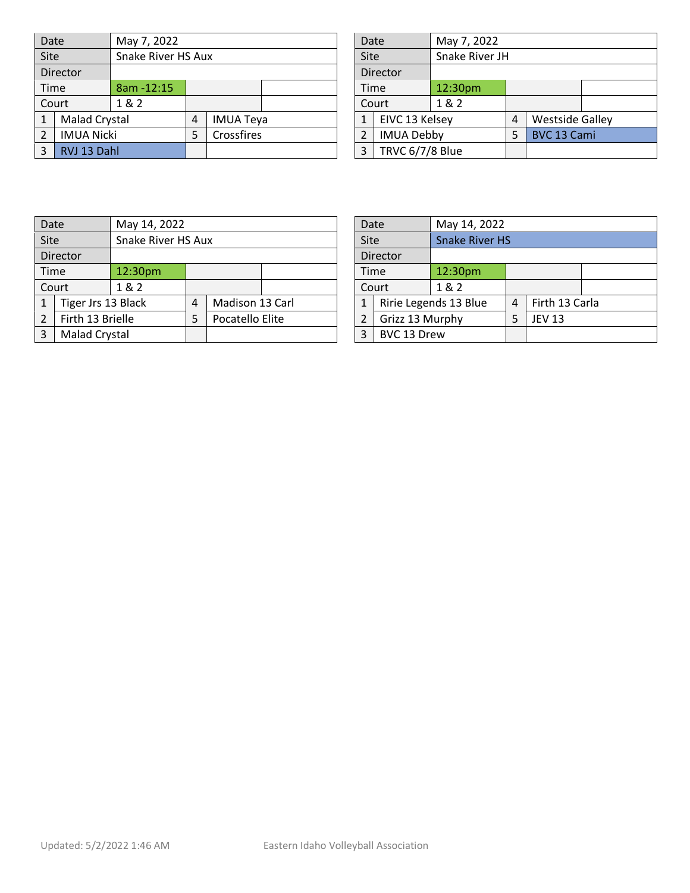| | | | | |
|---|---|---|---|---|
| Date | May 7, 2022 | | | |
| Site | Snake River HS Aux | | | |
| Director | | | | |
| Time | 8am -12:15 | | | |
| Court | 1 & 2 | | | |
| 1 | Malad Crystal | | 4 | IMUA Teya |
| 2 | IMUA Nicki | | 5 | Crossfires |
| 3 | RVJ 13 Dahl | | | |

| | | | | |
|---|---|---|---|---|
| Date | May 7, 2022 | | | |
| Site | Snake River JH | | | |
| Director | | | | |
| Time | 12:30pm | | | |
| Court | 1 & 2 | | | |
| 1 | EIVC 13 Kelsey | | 4 | Westside Galley |
| 2 | IMUA Debby | | 5 | BVC 13 Cami |
| 3 | TRVC 6/7/8 Blue | | | |

| | | | | |
|---|---|---|---|---|
| Date | May 14, 2022 | | | |
| Site | Snake River HS Aux | | | |
| Director | | | | |
| Time | 12:30pm | | | |
| Court | 1 & 2 | | | |
| 1 | Tiger Jrs 13 Black | | 4 | Madison 13 Carl |
| 2 | Firth 13 Brielle | | 5 | Pocatello Elite |
| 3 | Malad Crystal | | | |

| | | | | |
|---|---|---|---|---|
| Date | May 14, 2022 | | | |
| Site | Snake River HS | | | |
| Director | | | | |
| Time | 12:30pm | | | |
| Court | 1 & 2 | | | |
| 1 | Ririe Legends 13 Blue | | 4 | Firth 13 Carla |
| 2 | Grizz 13 Murphy | | 5 | JEV 13 |
| 3 | BVC 13 Drew | | | |

Updated: 5/2/2022 1:46 AM

Eastern Idaho Volleyball Association